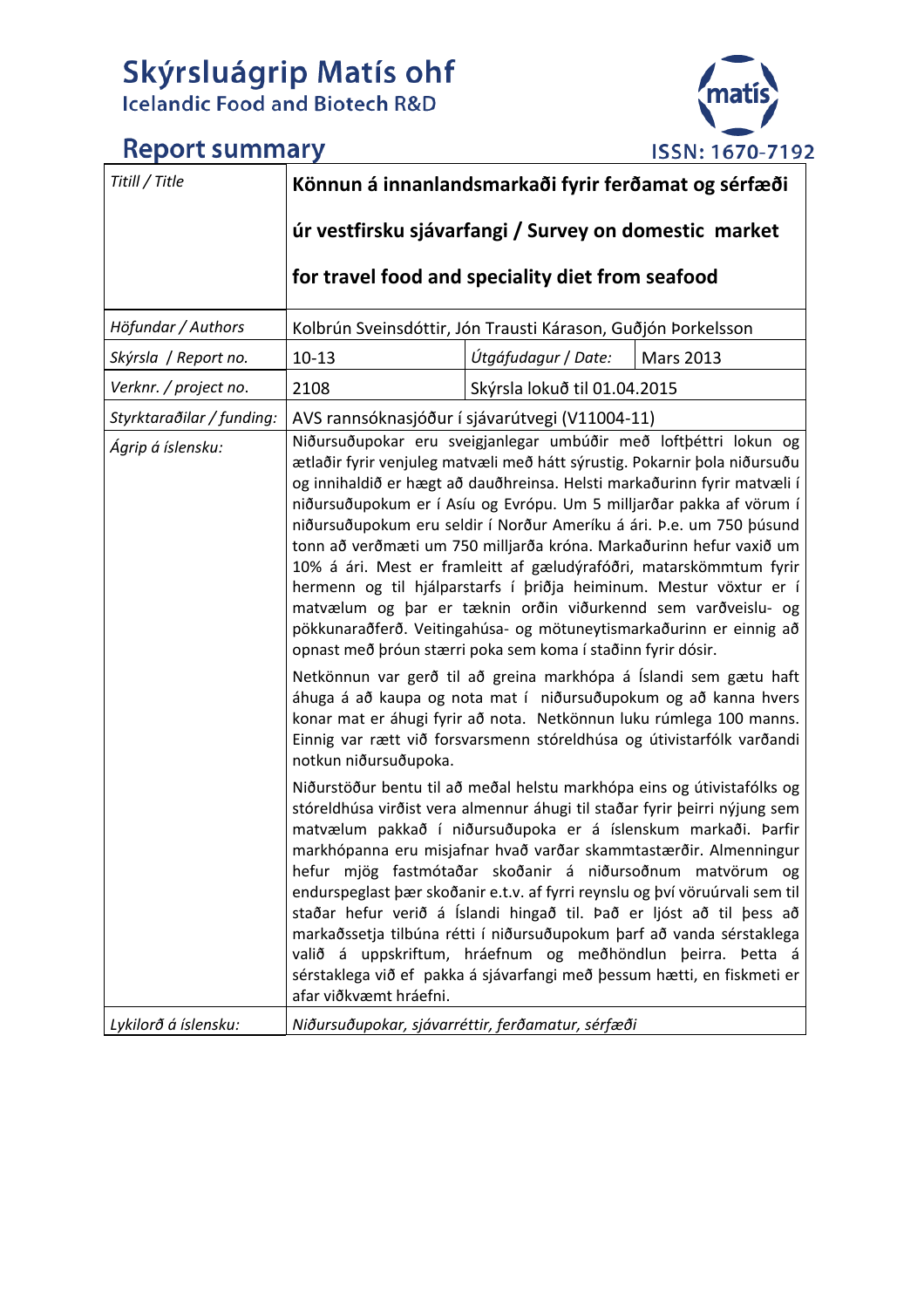# Skýrsluágrip Matís ohf
Icelandic Food and Biotech R&D

## Report summary

ISSN: 1670-7192

| *Titill / Title* | **Könnun á innanlandsmarkaði fyrir ferðamat og sérfæði úr vestfirsku sjávarfangi / Survey on domestic market for travel food and speciality diet from seafood** | | |
|---|---|---|---|
| *Höfundar / Authors* | Kolbrún Sveinsdóttir, Jón Trausti Kárason, Guðjón Þorkelsson | | |
| *Skýrsla / Report no.* | 10-13 | *Útgáfudagur / Date:* | Mars 2013 |
| *Verknr. / project no.* | 2108 | Skýrsla lokuð til 01.04.2015 | |
| *Styrktaraðilar / funding:* | AVS rannsóknasjóður í sjávarútvegi (V11004-11) | | |
| *Ágrip á íslensku:* | Niðursuðupokar eru sveigjanlegar umbúðir með loftþéttri lokun og ætlaðir fyrir venjuleg matvæli með hátt sýrustig. Pokarnir þola niðursuðu og innihaldið er hægt að dauðhreinsa. Helsti markaðurinn fyrir matvæli í niðursuðupokum er í Asíu og Evrópu. Um 5 milljarðar pakka af vörum í niðursuðupokum eru seldir í Norður Ameríku á ári. Þ.e. um 750 þúsund tonn að verðmæti um 750 milljarða króna. Markaðurinn hefur vaxið um 10% á ári. Mest er framleitt af gæludýrafóðri, matarskömmtum fyrir hermenn og til hjálparstarfs í þriðja heiminum. Mestur vöxtur er í matvælum og þar er tæknin orðin viðurkennd sem varðveislu- og pökkunaraðferð. Veitingahúsa- og mötuneytismarkaðurinn er einnig að opnast með þróun stærri poka sem koma í staðinn fyrir dósir.<br><br>Netkönnun var gerð til að greina markhópa á Íslandi sem gætu haft áhuga á að kaupa og nota mat í niðursuðupokum og að kanna hvers konar mat er áhugi fyrir að nota. Netkönnun luku rúmlega 100 manns. Einnig var rætt við forsvarsmenn stóreldhúsa og útivistarfólk varðandi notkun niðursuðupoka.<br><br>Niðurstöður bentu til að meðal helstu markhópa eins og útivistafólks og stóreldhúsa virðist vera almennur áhugi til staðar fyrir þeirri nýjung sem matvælum pakkað í niðursuðupoka er á íslenskum markaði. Þarfir markhópanna eru misjafnar hvað varðar skammtastærðir. Almenningur hefur mjög fastmótaðar skoðanir á niðursoðnum matvörum og endurspeglast þær skoðanir e.t.v. af fyrri reynslu og því vöruúrvali sem til staðar hefur verið á Íslandi hingað til. Það er ljóst að til þess að markaðssetja tilbúna rétti í niðursuðupokum þarf að vanda sérstaklega valið á uppskriftum, hráefnum og meðhöndlun þeirra. Þetta á sérstaklega við ef pakka á sjávarfangi með þessum hætti, en fiskmeti er afar viðkvæmt hráefni. | | |
| *Lykilorð á íslensku:* | *Niðursuðupokar, sjávarréttir, ferðamatur, sérfæði* | | |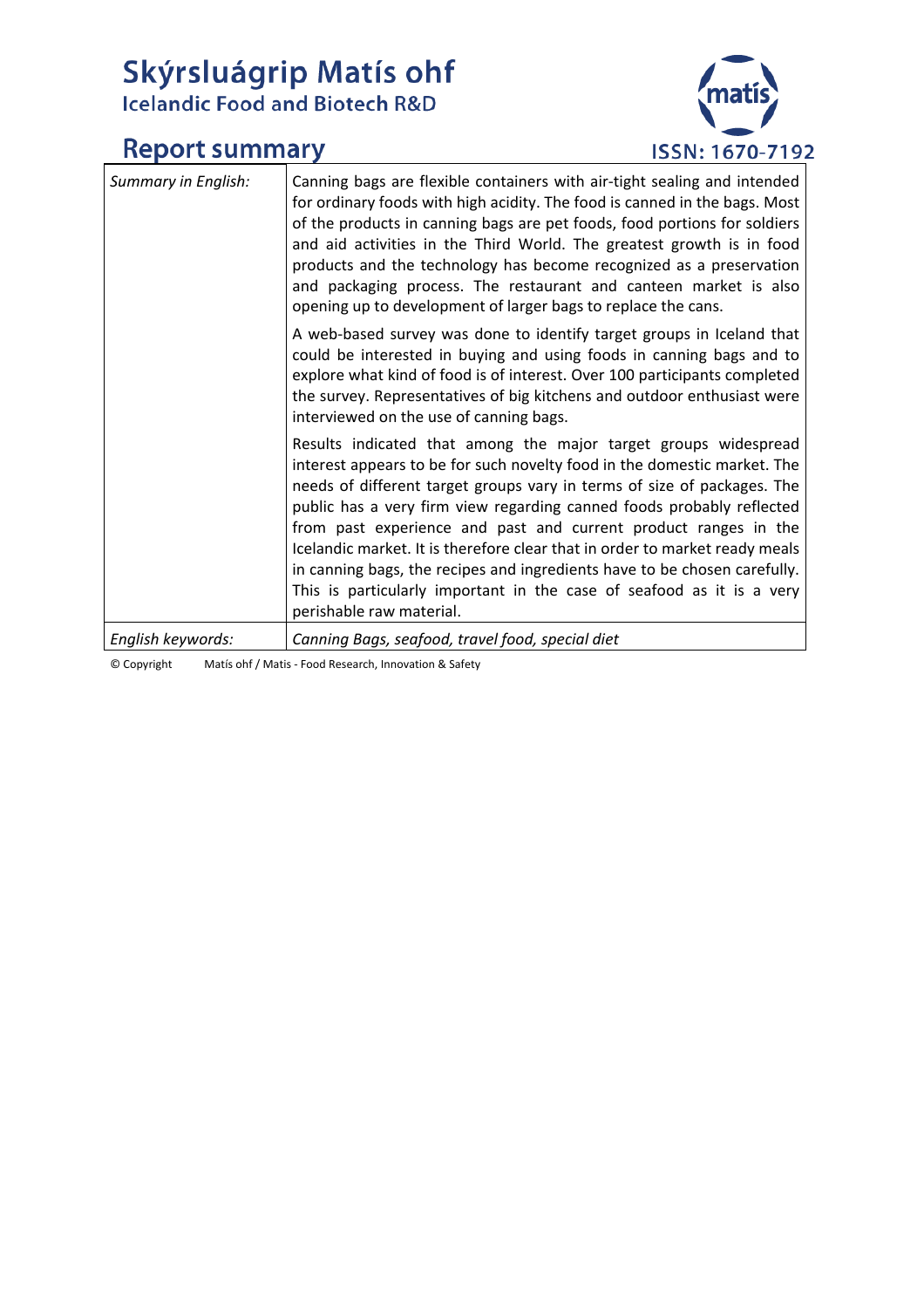# Skýrsluágrip Matís ohf

## Icelandic Food and Biotech R&D

## Report summary

ISSN: 1670-7192

| | |
|---|---|
| *Summary in English:* | Canning bags are flexible containers with air-tight sealing and intended for ordinary foods with high acidity. The food is canned in the bags. Most of the products in canning bags are pet foods, food portions for soldiers and aid activities in the Third World. The greatest growth is in food products and the technology has become recognized as a preservation and packaging process. The restaurant and canteen market is also opening up to development of larger bags to replace the cans.<br><br>A web-based survey was done to identify target groups in Iceland that could be interested in buying and using foods in canning bags and to explore what kind of food is of interest. Over 100 participants completed the survey. Representatives of big kitchens and outdoor enthusiast were interviewed on the use of canning bags.<br><br>Results indicated that among the major target groups widespread interest appears to be for such novelty food in the domestic market. The needs of different target groups vary in terms of size of packages. The public has a very firm view regarding canned foods probably reflected from past experience and past and current product ranges in the Icelandic market. It is therefore clear that in order to market ready meals in canning bags, the recipes and ingredients have to be chosen carefully. This is particularly important in the case of seafood as it is a very perishable raw material. |
| *English keywords:* | *Canning Bags, seafood, travel food, special diet* |

© Copyright Matís ohf / Matis - Food Research, Innovation & Safety